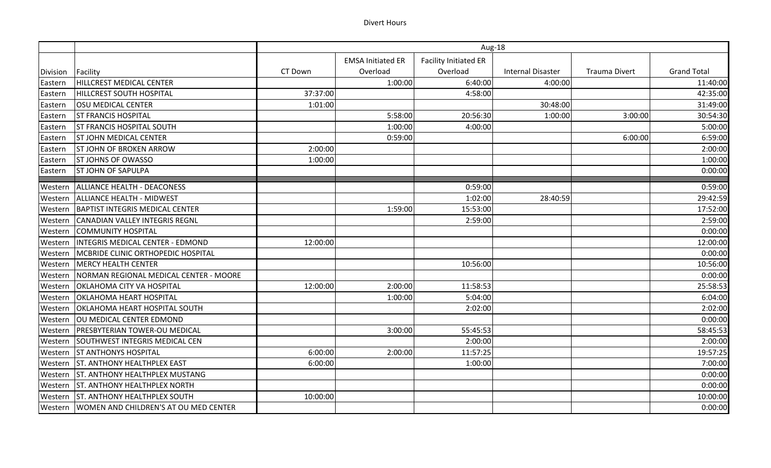Divert Hours

| | | Aug-18 | | | | | |
|---|---|---|---|---|---|---|---|
| Division | Facility | CT Down | EMSA Initiated ER Overload | Facility Initiated ER Overload | Internal Disaster | Trauma Divert | Grand Total |
| Eastern | HILLCREST MEDICAL CENTER | | 1:00:00 | 6:40:00 | 4:00:00 | | 11:40:00 |
| Eastern | HILLCREST SOUTH HOSPITAL | 37:37:00 | | 4:58:00 | | | 42:35:00 |
| Eastern | OSU MEDICAL CENTER | 1:01:00 | | | 30:48:00 | | 31:49:00 |
| Eastern | ST FRANCIS HOSPITAL | | 5:58:00 | 20:56:30 | 1:00:00 | 3:00:00 | 30:54:30 |
| Eastern | ST FRANCIS HOSPITAL SOUTH | | 1:00:00 | 4:00:00 | | | 5:00:00 |
| Eastern | ST JOHN MEDICAL CENTER | | 0:59:00 | | | 6:00:00 | 6:59:00 |
| Eastern | ST JOHN OF BROKEN ARROW | 2:00:00 | | | | | 2:00:00 |
| Eastern | ST JOHNS OF OWASSO | 1:00:00 | | | | | 1:00:00 |
| Eastern | ST JOHN OF SAPULPA | | | | | | 0:00:00 |
| Western | ALLIANCE HEALTH - DEACONESS | | | 0:59:00 | | | 0:59:00 |
| Western | ALLIANCE HEALTH - MIDWEST | | | 1:02:00 | 28:40:59 | | 29:42:59 |
| Western | BAPTIST INTEGRIS MEDICAL CENTER | | 1:59:00 | 15:53:00 | | | 17:52:00 |
| Western | CANADIAN VALLEY INTEGRIS REGNL | | | 2:59:00 | | | 2:59:00 |
| Western | COMMUNITY HOSPITAL | | | | | | 0:00:00 |
| Western | INTEGRIS MEDICAL CENTER - EDMOND | 12:00:00 | | | | | 12:00:00 |
| Western | MCBRIDE CLINIC ORTHOPEDIC HOSPITAL | | | | | | 0:00:00 |
| Western | MERCY HEALTH CENTER | | | 10:56:00 | | | 10:56:00 |
| Western | NORMAN REGIONAL MEDICAL CENTER - MOORE | | | | | | 0:00:00 |
| Western | OKLAHOMA CITY VA HOSPITAL | 12:00:00 | 2:00:00 | 11:58:53 | | | 25:58:53 |
| Western | OKLAHOMA HEART HOSPITAL | | 1:00:00 | 5:04:00 | | | 6:04:00 |
| Western | OKLAHOMA HEART HOSPITAL SOUTH | | | 2:02:00 | | | 2:02:00 |
| Western | OU MEDICAL CENTER EDMOND | | | | | | 0:00:00 |
| Western | PRESBYTERIAN TOWER-OU MEDICAL | | 3:00:00 | 55:45:53 | | | 58:45:53 |
| Western | SOUTHWEST INTEGRIS MEDICAL CEN | | | 2:00:00 | | | 2:00:00 |
| Western | ST ANTHONYS HOSPITAL | 6:00:00 | 2:00:00 | 11:57:25 | | | 19:57:25 |
| Western | ST. ANTHONY HEALTHPLEX EAST | 6:00:00 | | 1:00:00 | | | 7:00:00 |
| Western | ST. ANTHONY HEALTHPLEX MUSTANG | | | | | | 0:00:00 |
| Western | ST. ANTHONY HEALTHPLEX NORTH | | | | | | 0:00:00 |
| Western | ST. ANTHONY HEALTHPLEX SOUTH | 10:00:00 | | | | | 10:00:00 |
| Western | WOMEN AND CHILDREN'S AT OU MED CENTER | | | | | | 0:00:00 |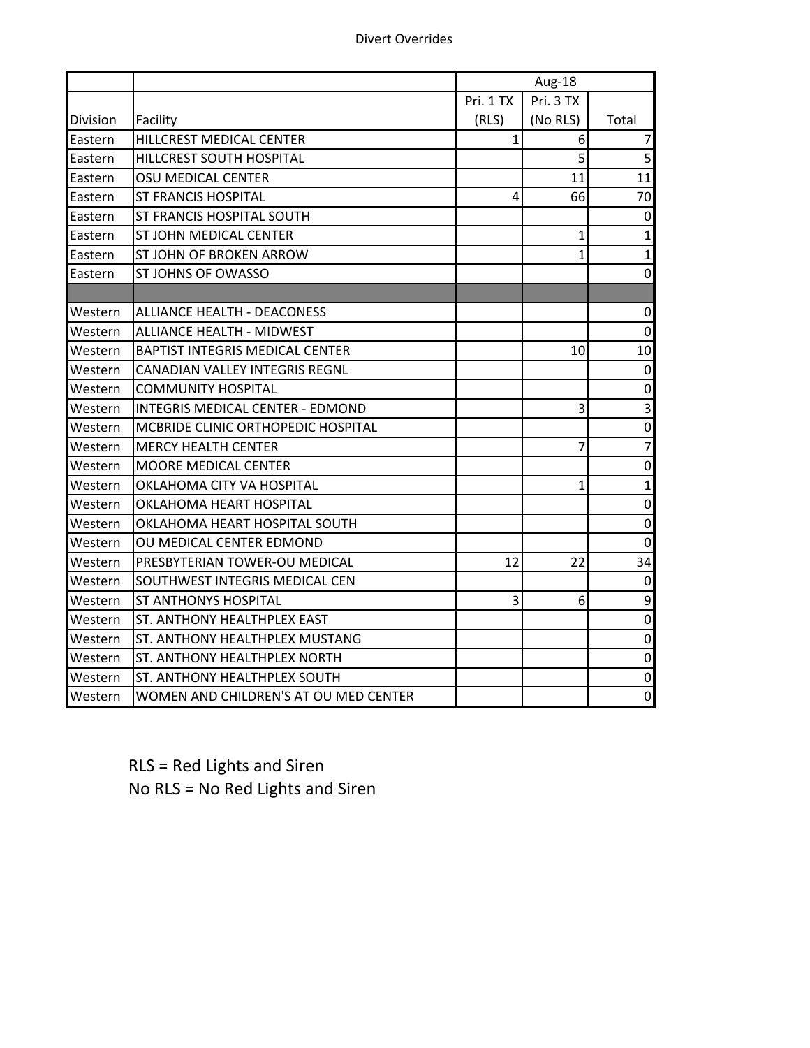Divert Overrides

| | | Aug-18 | | |
|---|---|---|---|---|
| | | Pri. 1 TX | Pri. 3 TX | |
| Division | Facility | (RLS) | (No RLS) | Total |
| Eastern | HILLCREST MEDICAL CENTER | 1 | 6 | 7 |
| Eastern | HILLCREST SOUTH HOSPITAL | | 5 | 5 |
| Eastern | OSU MEDICAL CENTER | | 11 | 11 |
| Eastern | ST FRANCIS HOSPITAL | 4 | 66 | 70 |
| Eastern | ST FRANCIS HOSPITAL SOUTH | | | 0 |
| Eastern | ST JOHN MEDICAL CENTER | | 1 | 1 |
| Eastern | ST JOHN OF BROKEN ARROW | | 1 | 1 |
| Eastern | ST JOHNS OF OWASSO | | | 0 |
| | | | | |
| Western | ALLIANCE HEALTH - DEACONESS | | | 0 |
| Western | ALLIANCE HEALTH - MIDWEST | | | 0 |
| Western | BAPTIST INTEGRIS MEDICAL CENTER | | 10 | 10 |
| Western | CANADIAN VALLEY INTEGRIS REGNL | | | 0 |
| Western | COMMUNITY HOSPITAL | | | 0 |
| Western | INTEGRIS MEDICAL CENTER - EDMOND | | 3 | 3 |
| Western | MCBRIDE CLINIC ORTHOPEDIC HOSPITAL | | | 0 |
| Western | MERCY HEALTH CENTER | | 7 | 7 |
| Western | MOORE MEDICAL CENTER | | | 0 |
| Western | OKLAHOMA CITY VA HOSPITAL | | 1 | 1 |
| Western | OKLAHOMA HEART HOSPITAL | | | 0 |
| Western | OKLAHOMA HEART HOSPITAL SOUTH | | | 0 |
| Western | OU MEDICAL CENTER EDMOND | | | 0 |
| Western | PRESBYTERIAN TOWER-OU MEDICAL | 12 | 22 | 34 |
| Western | SOUTHWEST INTEGRIS MEDICAL CEN | | | 0 |
| Western | ST ANTHONYS HOSPITAL | 3 | 6 | 9 |
| Western | ST. ANTHONY HEALTHPLEX EAST | | | 0 |
| Western | ST. ANTHONY HEALTHPLEX MUSTANG | | | 0 |
| Western | ST. ANTHONY HEALTHPLEX NORTH | | | 0 |
| Western | ST. ANTHONY HEALTHPLEX SOUTH | | | 0 |
| Western | WOMEN AND CHILDREN'S AT OU MED CENTER | | | 0 |

RLS = Red Lights and Siren
No RLS = No Red Lights and Siren